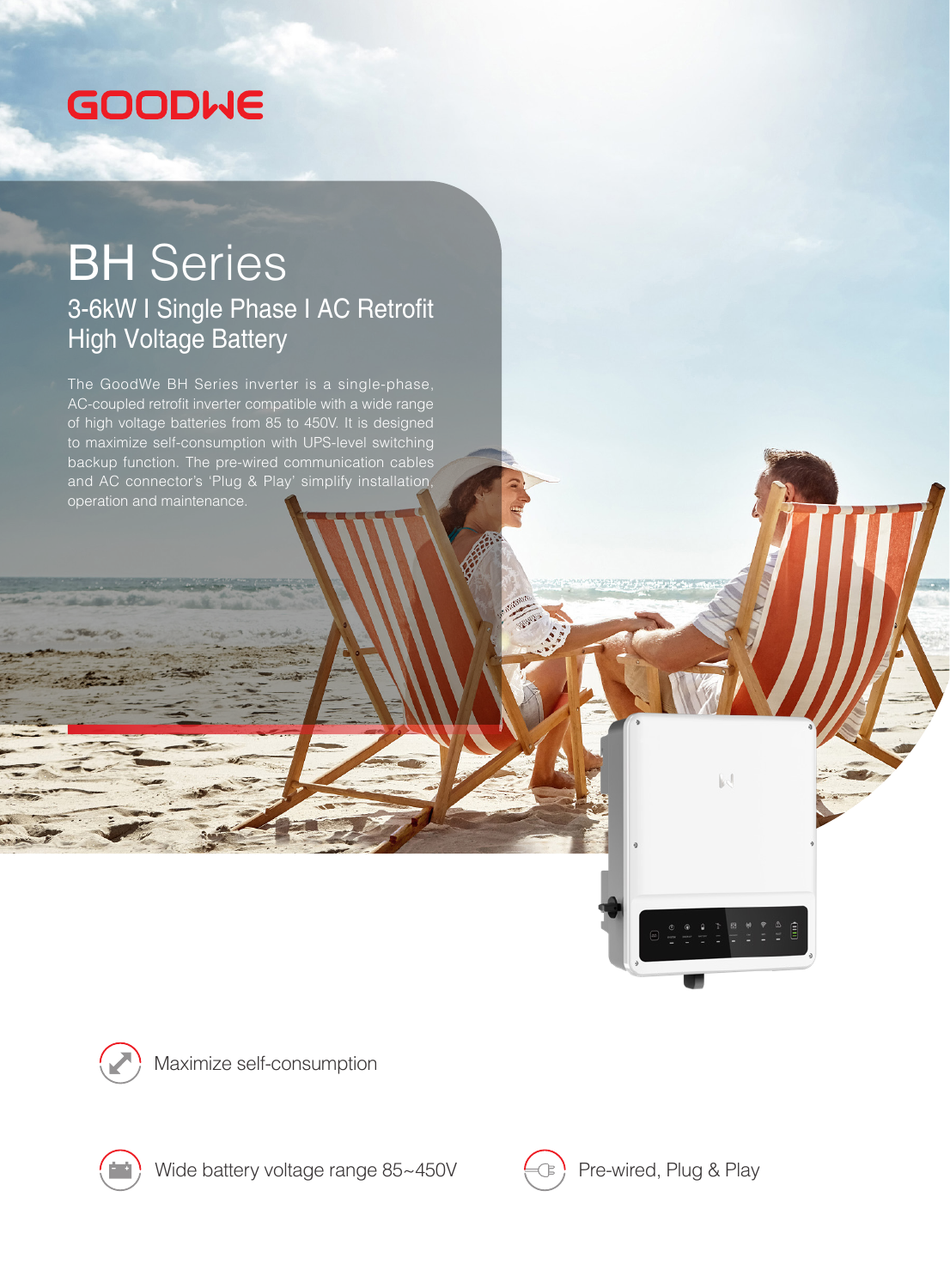GOODWE

# BH Series

## 3-6kW I Single Phase I AC Retrofit High Voltage Battery

The GoodWe BH Series inverter is a single-phase, AC-coupled retrofit inverter compatible with a wide range of high voltage batteries from 85 to 450V. It is designed to maximize self-consumption with UPS-level switching backup function. The pre-wired communication cables and AC connector's 'Plug & Play' simplify installation, operation and maintenance.

- Maximize self-consumption
- Wide battery voltage range 85~450V
- Pre-wired, Plug & Play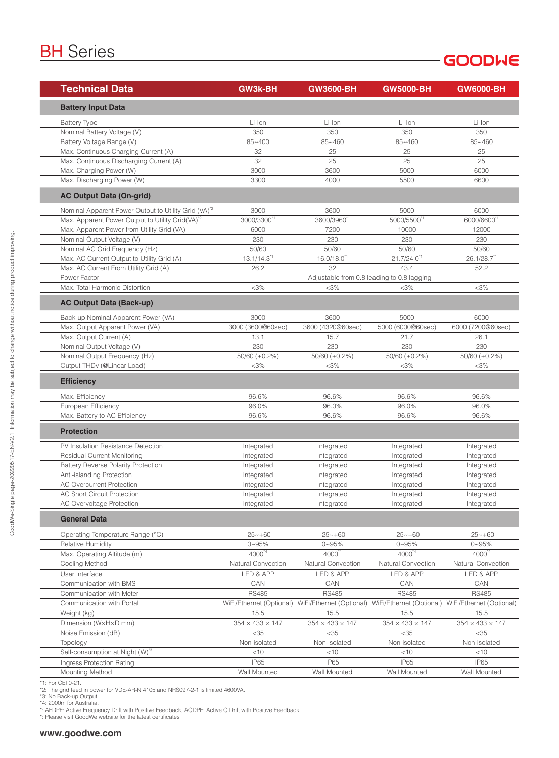# BH Series

GOODWE

| Technical Data | GW3k-BH | GW3600-BH | GW5000-BH | GW6000-BH |
|---|---|---|---|---|
| **Battery Input Data** | | | | |
| Battery Type | Li-Ion | Li-Ion | Li-Ion | Li-Ion |
| Nominal Battery Voltage (V) | 350 | 350 | 350 | 350 |
| Battery Voltage Range (V) | 85~400 | 85~460 | 85~460 | 85~460 |
| Max. Continuous Charging Current (A) | 32 | 25 | 25 | 25 |
| Max. Continuous Discharging Current (A) | 32 | 25 | 25 | 25 |
| Max. Charging Power (W) | 3000 | 3600 | 5000 | 6000 |
| Max. Discharging Power (W) | 3300 | 4000 | 5500 | 6600 |
| **AC Output Data (On-grid)** | | | | |
| Nominal Apparent Power Output to Utility Grid (VA)*2 | 3000 | 3600 | 5000 | 6000 |
| Max. Apparent Power Output to Utility Grid(VA)*2 | 3000/3300*1 | 3600/3960*1 | 5000/5500*1 | 6000/6600*1 |
| Max. Apparent Power from Utility Grid (VA) | 6000 | 7200 | 10000 | 12000 |
| Nominal Output Voltage (V) | 230 | 230 | 230 | 230 |
| Nominal AC Grid Frequency (Hz) | 50/60 | 50/60 | 50/60 | 50/60 |
| Max. AC Current Output to Utility Grid (A) | 13.1/14.3*1 | 16.0/18.0*1 | 21.7/24.0*1 | 26.1/28.7*1 |
| Max. AC Current From Utility Grid (A) | 26.2 | 32 | 43.4 | 52.2 |
| Power Factor | Adjustable from 0.8 leading to 0.8 lagging | | | |
| Max. Total Harmonic Distortion | <3% | <3% | <3% | <3% |
| **AC Output Data (Back-up)** | | | | |
| Back-up Nominal Apparent Power (VA) | 3000 | 3600 | 5000 | 6000 |
| Max. Output Apparent Power (VA) | 3000 (3600@60sec) | 3600 (4320@60sec) | 5000 (6000@60sec) | 6000 (7200@60sec) |
| Max. Output Current (A) | 13.1 | 15.7 | 21.7 | 26.1 |
| Nominal Output Voltage (V) | 230 | 230 | 230 | 230 |
| Nominal Output Frequency (Hz) | 50/60 (±0.2%) | 50/60 (±0.2%) | 50/60 (±0.2%) | 50/60 (±0.2%) |
| Output THDv (@Linear Load) | <3% | <3% | <3% | <3% |
| **Efficiency** | | | | |
| Max. Efficiency | 96.6% | 96.6% | 96.6% | 96.6% |
| European Efficiency | 96.0% | 96.0% | 96.0% | 96.0% |
| Max. Battery to AC Efficiency | 96.6% | 96.6% | 96.6% | 96.6% |
| **Protection** | | | | |
| PV Insulation Resistance Detection | Integrated | Integrated | Integrated | Integrated |
| Residual Current Monitoring | Integrated | Integrated | Integrated | Integrated |
| Battery Reverse Polarity Protection | Integrated | Integrated | Integrated | Integrated |
| Anti-islanding Protection | Integrated | Integrated | Integrated | Integrated |
| AC Overcurrent Protection | Integrated | Integrated | Integrated | Integrated |
| AC Short Circuit Protection | Integrated | Integrated | Integrated | Integrated |
| AC Overvoltage Protection | Integrated | Integrated | Integrated | Integrated |
| **General Data** | | | | |
| Operating Temperature Range (°C) | -25~+60 | -25~+60 | -25~+60 | -25~+60 |
| Relative Humidity | 0~95% | 0~95% | 0~95% | 0~95% |
| Max. Operating Altitude (m) | 4000*4 | 4000*4 | 4000*4 | 4000*4 |
| Cooling Method | Natural Convection | Natural Convection | Natural Convection | Natural Convection |
| User Interface | LED & APP | LED & APP | LED & APP | LED & APP |
| Communication with BMS | CAN | CAN | CAN | CAN |
| Communication with Meter | RS485 | RS485 | RS485 | RS485 |
| Communication with Portal | WiFi/Ethernet (Optional) | WiFi/Ethernet (Optional) | WiFi/Ethernet (Optional) | WiFi/Ethernet (Optional) |
| Weight (kg) | 15.5 | 15.5 | 15.5 | 15.5 |
| Dimension (W×H×D mm) | 354 × 433 × 147 | 354 × 433 × 147 | 354 × 433 × 147 | 354 × 433 × 147 |
| Noise Emission (dB) | <35 | <35 | <35 | <35 |
| Topology | Non-isolated | Non-isolated | Non-isolated | Non-isolated |
| Self-consumption at Night (W)*3 | <10 | <10 | <10 | <10 |
| Ingress Protection Rating | IP65 | IP65 | IP65 | IP65 |
| Mounting Method | Wall Mounted | Wall Mounted | Wall Mounted | Wall Mounted |

*1: For CEI 0-21.
*2: The grid feed in power for VDE-AR-N 4105 and NRS097-2-1 is limited 4600VA.
*3: No Back-up Output.
*4: 2000m for Australia.
*: AFDPF: Active Frequency Drift with Positive Feedback, AQDPF: Active Q Drift with Positive Feedback.
*: Please visit GoodWe website for the latest certificates

GoodWe-Single page-20220517-EN-V2.1. Information may be subject to change without notice during product improving.

www.goodwe.com